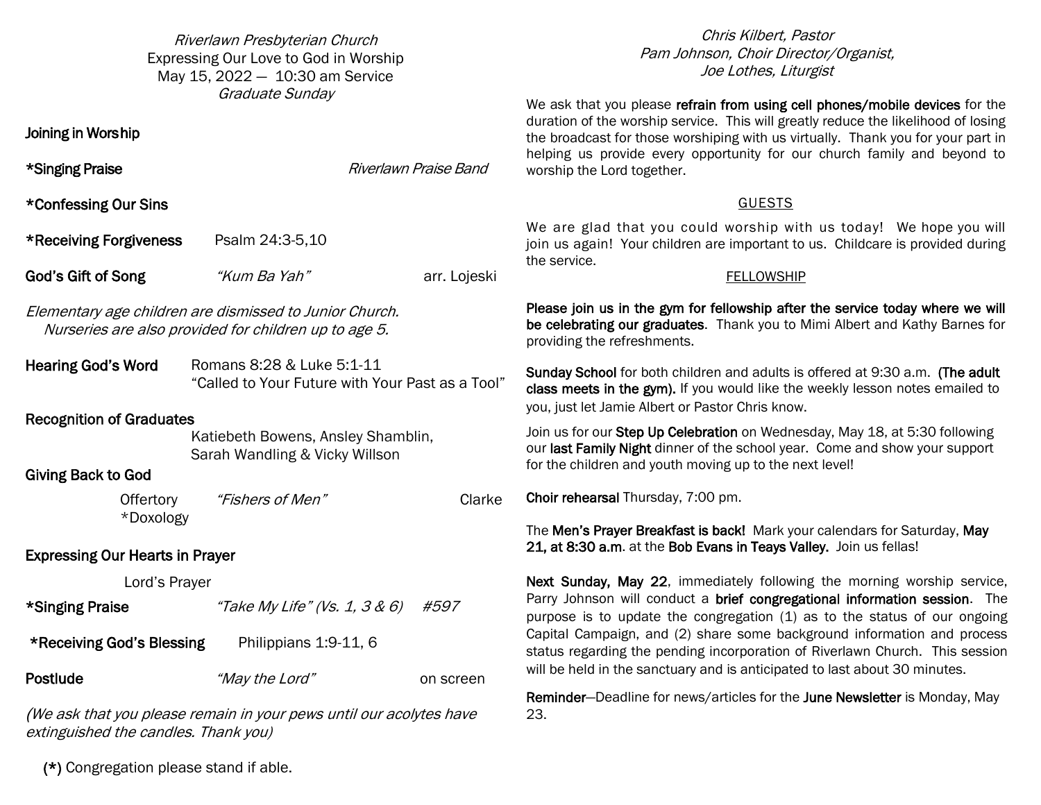*Riverlawn Presbyterian Church*
Expressing Our Love to God in Worship
May 15, 2022 — 10:30 am Service
*Graduate Sunday*

**Joining in Worship**

**\*Singing Praise** *Riverlawn Praise Band*

**\*Confessing Our Sins**

**\*Receiving Forgiveness** Psalm 24:3-5,10

**God's Gift of Song** *"Kum Ba Yah"* arr. Lojeski

*Elementary age children are dismissed to Junior Church.*
*Nurseries are also provided for children up to age 5.*

**Hearing God's Word** Romans 8:28 & Luke 5:1-11
"Called to Your Future with Your Past as a Tool"

**Recognition of Graduates**
Katiebeth Bowens, Ansley Shamblin,
Sarah Wandling & Vicky Willson

**Giving Back to God**
Offertory *"Fishers of Men"* Clarke
\*Doxology

**Expressing Our Hearts in Prayer**
Lord's Prayer

**\*Singing Praise** *"Take My Life" (Vs. 1, 3 & 6)* *#597*

**\*Receiving God's Blessing** Philippians 1:9-11, 6

**Postlude** *"May the Lord"* on screen

*(We ask that you please remain in your pews until our acolytes have extinguished the candles. Thank you)*

**(\*)** Congregation please stand if able.

*Chris Kilbert, Pastor*
*Pam Johnson, Choir Director/Organist,*
*Joe Lothes, Liturgist*

We ask that you please **refrain from using cell phones/mobile devices** for the duration of the worship service. This will greatly reduce the likelihood of losing the broadcast for those worshiping with us virtually. Thank you for your part in helping us provide every opportunity for our church family and beyond to worship the Lord together.

## GUESTS

We are glad that you could worship with us today! We hope you will join us again! Your children are important to us. Childcare is provided during the service.

## FELLOWSHIP

**Please join us in the gym for fellowship after the service today where we will be celebrating our graduates**. Thank you to Mimi Albert and Kathy Barnes for providing the refreshments.

**Sunday School** for both children and adults is offered at 9:30 a.m. **(The adult class meets in the gym).** If you would like the weekly lesson notes emailed to you, just let Jamie Albert or Pastor Chris know.

Join us for our **Step Up Celebration** on Wednesday, May 18, at 5:30 following our **last Family Night** dinner of the school year. Come and show your support for the children and youth moving up to the next level!

**Choir rehearsal** Thursday, 7:00 pm.

The **Men's Prayer Breakfast is back!** Mark your calendars for Saturday, **May 21, at 8:30 a.m**. at the **Bob Evans in Teays Valley.** Join us fellas!

**Next Sunday, May 22**, immediately following the morning worship service, Parry Johnson will conduct a **brief congregational information session**. The purpose is to update the congregation (1) as to the status of our ongoing Capital Campaign, and (2) share some background information and process status regarding the pending incorporation of Riverlawn Church. This session will be held in the sanctuary and is anticipated to last about 30 minutes.

**Reminder**—Deadline for news/articles for the **June Newsletter** is Monday, May 23.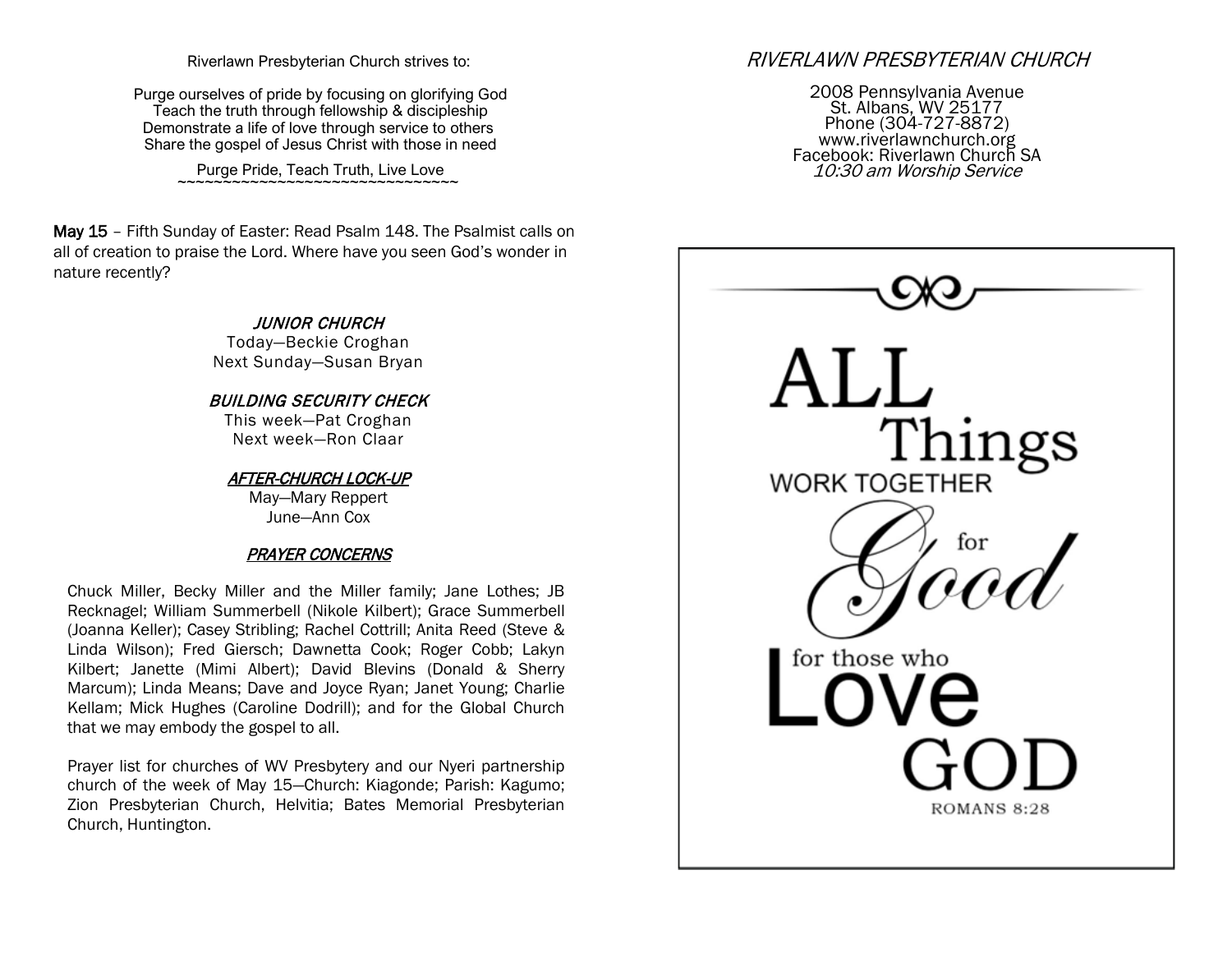Riverlawn Presbyterian Church strives to:

Purge ourselves of pride by focusing on glorifying God
Teach the truth through fellowship & discipleship
Demonstrate a life of love through service to others
Share the gospel of Jesus Christ with those in need

Purge Pride, Teach Truth, Live Love
~~~~~~~~~~~~~~~~~~~~~~~~~~~~~~~~~~~~~

**May 15** – Fifth Sunday of Easter: Read Psalm 148. The Psalmist calls on all of creation to praise the Lord. Where have you seen God's wonder in nature recently?

### *JUNIOR CHURCH*

Today—Beckie Croghan
Next Sunday—Susan Bryan

### *BUILDING SECURITY CHECK*

This week—Pat Croghan
Next week—Ron Claar

### *AFTER-CHURCH LOCK-UP*

May—Mary Reppert
June—Ann Cox

### *PRAYER CONCERNS*

Chuck Miller, Becky Miller and the Miller family; Jane Lothes; JB Recknagel; William Summerbell (Nikole Kilbert); Grace Summerbell (Joanna Keller); Casey Stribling; Rachel Cottrill; Anita Reed (Steve & Linda Wilson); Fred Giersch; Dawnetta Cook; Roger Cobb; Lakyn Kilbert; Janette (Mimi Albert); David Blevins (Donald & Sherry Marcum); Linda Means; Dave and Joyce Ryan; Janet Young; Charlie Kellam; Mick Hughes (Caroline Dodrill); and for the Global Church that we may embody the gospel to all.

Prayer list for churches of WV Presbytery and our Nyeri partnership church of the week of May 15—Church: Kiagonde; Parish: Kagumo; Zion Presbyterian Church, Helvitia; Bates Memorial Presbyterian Church, Huntington.

## *RIVERLAWN PRESBYTERIAN CHURCH*

2008 Pennsylvania Avenue
St. Albans, WV 25177
Phone (304-727-8872)
www.riverlawnchurch.org
Facebook: Riverlawn Church SA
*10:30 am Worship Service*

ALL Things WORK TOGETHER for Good for those who Love GOD

ROMANS 8:28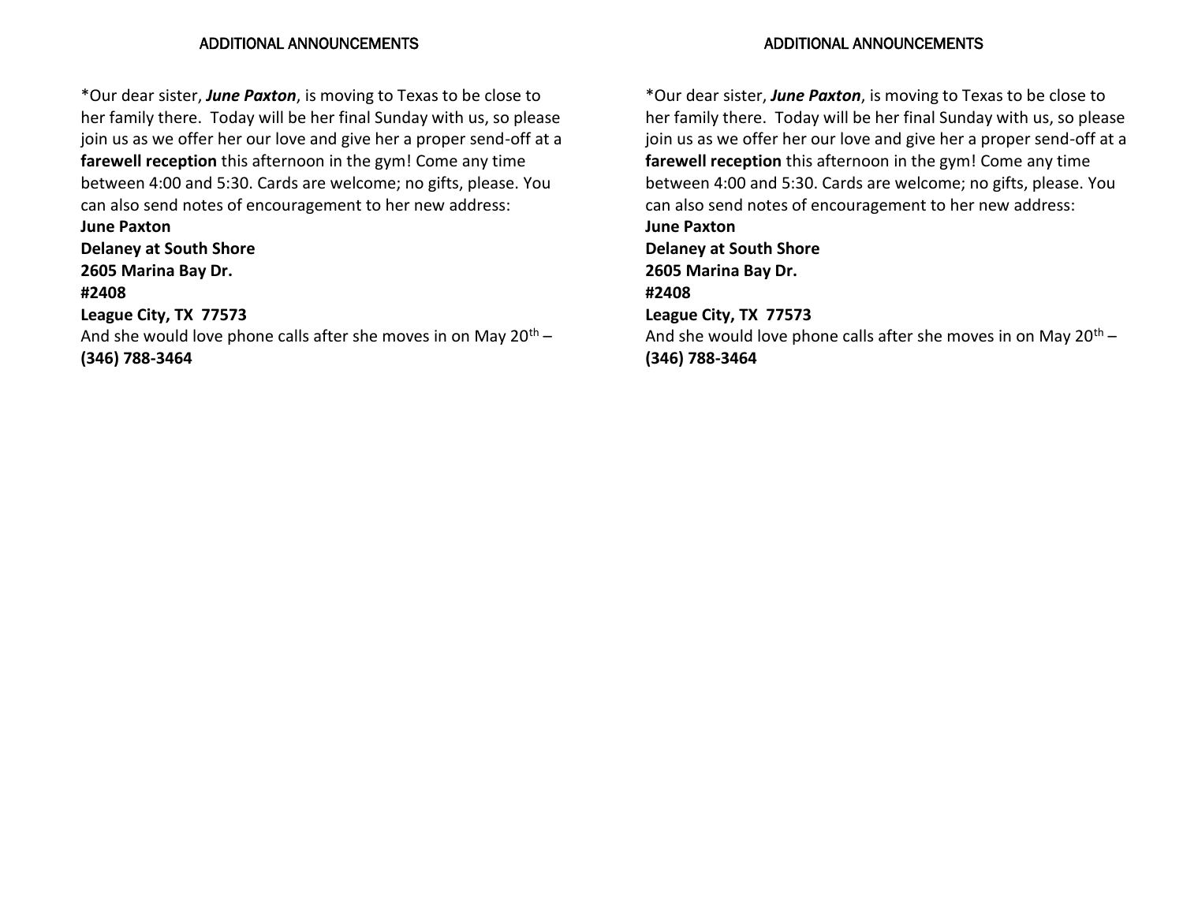## ADDITIONAL ANNOUNCEMENTS

*Our dear sister, ***June Paxton***, is moving to Texas to be close to her family there. Today will be her final Sunday with us, so please join us as we offer her our love and give her a proper send-off at a **farewell reception** this afternoon in the gym! Come any time between 4:00 and 5:30. Cards are welcome; no gifts, please. You can also send notes of encouragement to her new address:
**June Paxton**
**Delaney at South Shore**
**2605 Marina Bay Dr.**
**#2408**
**League City, TX 77573**
And she would love phone calls after she moves in on May 20th – **(346) 788-3464**

## ADDITIONAL ANNOUNCEMENTS

*Our dear sister, ***June Paxton***, is moving to Texas to be close to her family there. Today will be her final Sunday with us, so please join us as we offer her our love and give her a proper send-off at a **farewell reception** this afternoon in the gym! Come any time between 4:00 and 5:30. Cards are welcome; no gifts, please. You can also send notes of encouragement to her new address:
**June Paxton**
**Delaney at South Shore**
**2605 Marina Bay Dr.**
**#2408**
**League City, TX 77573**
And she would love phone calls after she moves in on May 20th – **(346) 788-3464**